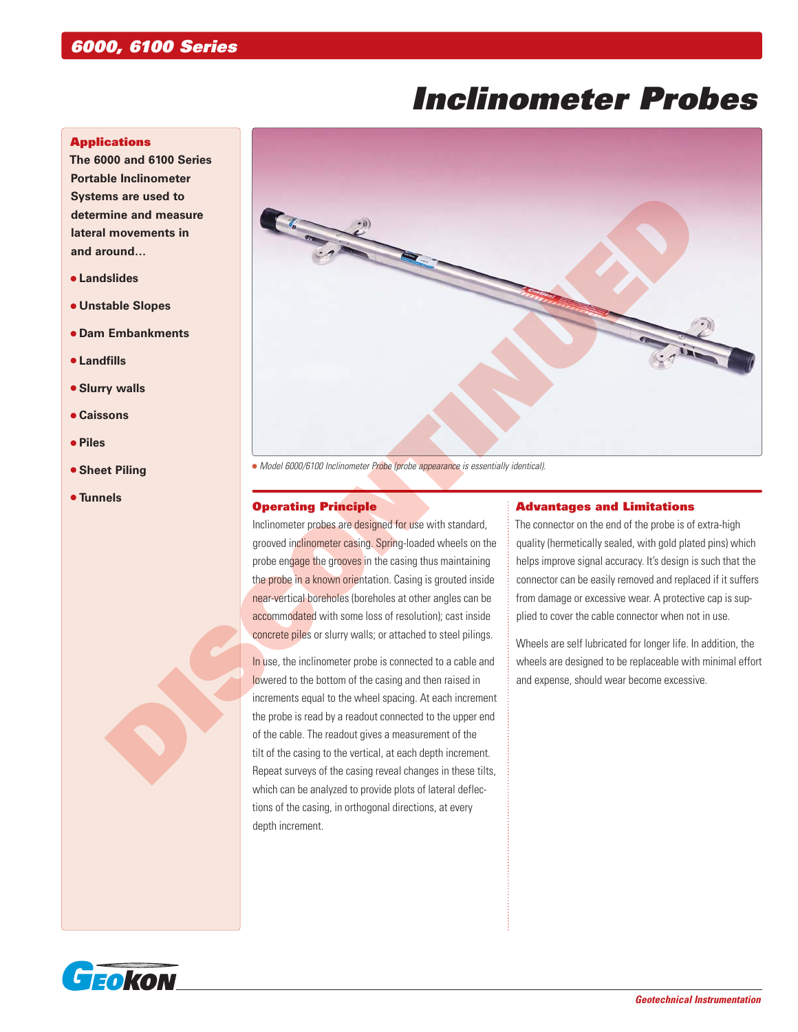## 6000, 6100 Series

# Inclinometer Probes

### Applications

**The 6000 and 6100 Series Portable Inclinometer Systems are used to determine and measure lateral movements in and around...**

- **Landslides**
- **Unstable Slopes**
- **Dam Embankments**
- **Landfills**
- **Slurry walls**
- **Caissons**
- **Piles**
- **Sheet Piling**
- **Tunnels**

*Model 6000/6100 Inclinometer Probe (probe appearance is essentially identical).*

DISCONTINUED

### Operating Principle

Inclinometer probes are designed for use with standard, grooved inclinometer casing. Spring-loaded wheels on the probe engage the grooves in the casing thus maintaining the probe in a known orientation. Casing is grouted inside near-vertical boreholes (boreholes at other angles can be accommodated with some loss of resolution); cast inside concrete piles or slurry walls; or attached to steel pilings.

In use, the inclinometer probe is connected to a cable and lowered to the bottom of the casing and then raised in increments equal to the wheel spacing. At each increment the probe is read by a readout connected to the upper end of the cable. The readout gives a measurement of the tilt of the casing to the vertical, at each depth increment. Repeat surveys of the casing reveal changes in these tilts, which can be analyzed to provide plots of lateral deflections of the casing, in orthogonal directions, at every depth increment.

### Advantages and Limitations

The connector on the end of the probe is of extra-high quality (hermetically sealed, with gold plated pins) which helps improve signal accuracy. It's design is such that the connector can be easily removed and replaced if it suffers from damage or excessive wear. A protective cap is supplied to cover the cable connector when not in use.

Wheels are self lubricated for longer life. In addition, the wheels are designed to be replaceable with minimal effort and expense, should wear become excessive.

GEOKON

*Geotechnical Instrumentation*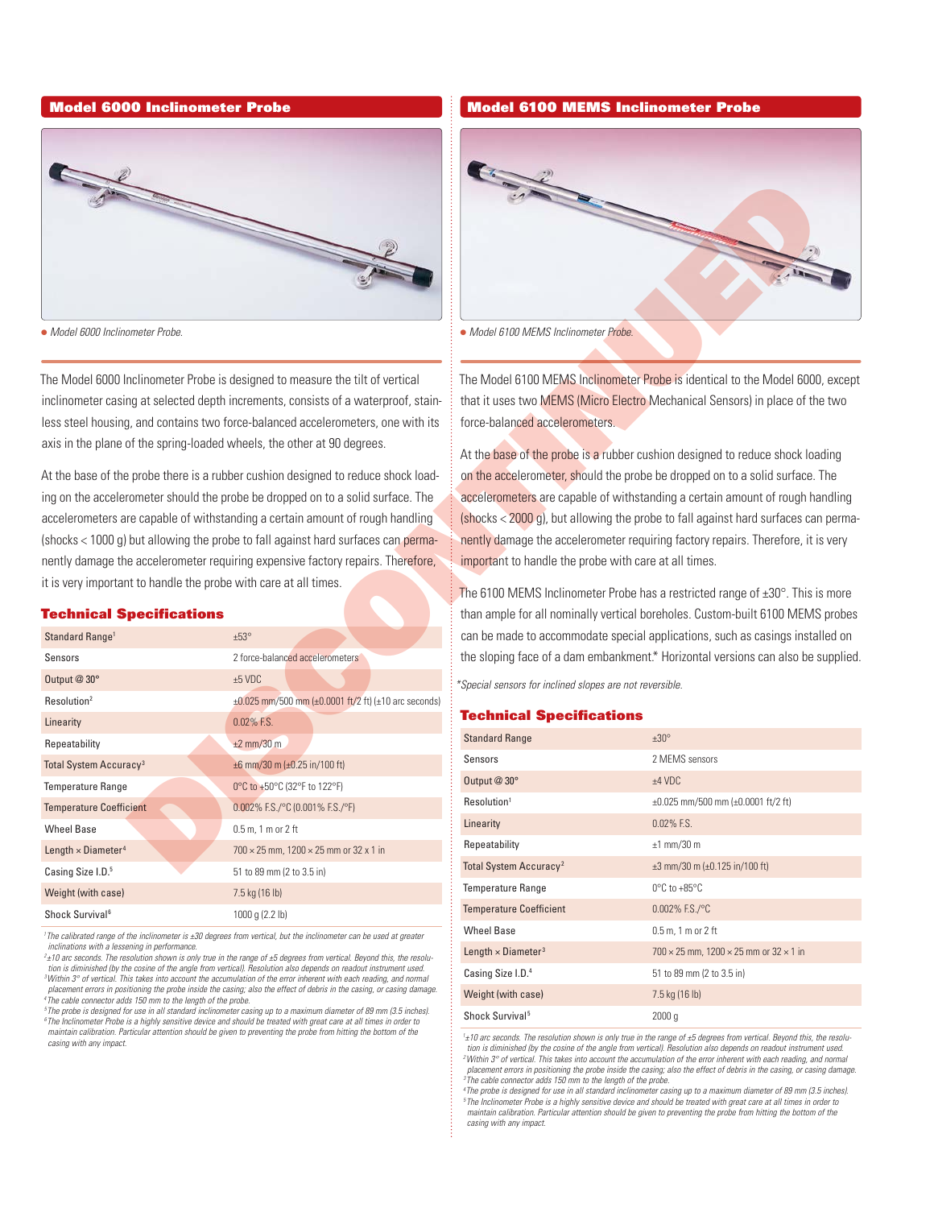## Model 6000 Inclinometer Probe

Model 6000 Inclinometer Probe.

The Model 6000 Inclinometer Probe is designed to measure the tilt of vertical inclinometer casing at selected depth increments, consists of a waterproof, stainless steel housing, and contains two force-balanced accelerometers, one with its axis in the plane of the spring-loaded wheels, the other at 90 degrees.

At the base of the probe there is a rubber cushion designed to reduce shock loading on the accelerometer should the probe be dropped on to a solid surface. The accelerometers are capable of withstanding a certain amount of rough handling (shocks < 1000 g) but allowing the probe to fall against hard surfaces can permanently damage the accelerometer requiring expensive factory repairs. Therefore, it is very important to handle the probe with care at all times.

### Technical Specifications

| | |
|---|---|
| Standard Range[1] | ±53° |
| Sensors | 2 force-balanced accelerometers |
| Output @ 30° | ±5 VDC |
| Resolution[2] | ±0.025 mm/500 mm (±0.0001 ft/2 ft) (±10 arc seconds) |
| Linearity | 0.02% F.S. |
| Repeatability | ±2 mm/30 m |
| Total System Accuracy[3] | ±6 mm/30 m (±0.25 in/100 ft) |
| Temperature Range | 0°C to +50°C (32°F to 122°F) |
| Temperature Coefficient | 0.002% F.S./°C (0.001% F.S./°F) |
| Wheel Base | 0.5 m, 1 m or 2 ft |
| Length × Diameter[4] | 700 × 25 mm, 1200 × 25 mm or 32 x 1 in |
| Casing Size I.D.[5] | 51 to 89 mm (2 to 3.5 in) |
| Weight (with case) | 7.5 kg (16 lb) |
| Shock Survival[6] | 1000 g (2.2 lb) |

*[1]The calibrated range of the inclinometer is ±30 degrees from vertical, but the inclinometer can be used at greater inclinations with a lessening in performance.*
*[2]±10 arc seconds. The resolution shown is only true in the range of ±5 degrees from vertical. Beyond this, the resolution is diminished (by the cosine of the angle from vertical). Resolution also depends on readout instrument used.*
*[3]Within 3° of vertical. This takes into account the accumulation of the error inherent with each reading, and normal placement errors in positioning the probe inside the casing; also the effect of debris in the casing, or casing damage.*
*[4]The cable connector adds 150 mm to the length of the probe.*
*[5]The probe is designed for use in all standard inclinometer casing up to a maximum diameter of 89 mm (3.5 inches).*
*[6]The Inclinometer Probe is a highly sensitive device and should be treated with great care at all times in order to maintain calibration. Particular attention should be given to preventing the probe from hitting the bottom of the casing with any impact.*

## Model 6100 MEMS Inclinometer Probe

Model 6100 MEMS Inclinometer Probe.

The Model 6100 MEMS Inclinometer Probe is identical to the Model 6000, except that it uses two MEMS (Micro Electro Mechanical Sensors) in place of the two force-balanced accelerometers.

At the base of the probe is a rubber cushion designed to reduce shock loading on the accelerometer, should the probe be dropped on to a solid surface. The accelerometers are capable of withstanding a certain amount of rough handling (shocks < 2000 g), but allowing the probe to fall against hard surfaces can permanently damage the accelerometer requiring factory repairs. Therefore, it is very important to handle the probe with care at all times.

The 6100 MEMS Inclinometer Probe has a restricted range of ±30°. This is more than ample for all nominally vertical boreholes. Custom-built 6100 MEMS probes can be made to accommodate special applications, such as casings installed on the sloping face of a dam embankment.* Horizontal versions can also be supplied.

*\*Special sensors for inclined slopes are not reversible.*

### Technical Specifications

| | |
|---|---|
| Standard Range | ±30° |
| Sensors | 2 MEMS sensors |
| Output @ 30° | ±4 VDC |
| Resolution[1] | ±0.025 mm/500 mm (±0.0001 ft/2 ft) |
| Linearity | 0.02% F.S. |
| Repeatability | ±1 mm/30 m |
| Total System Accuracy[2] | ±3 mm/30 m (±0.125 in/100 ft) |
| Temperature Range | 0°C to +85°C |
| Temperature Coefficient | 0.002% F.S./°C |
| Wheel Base | 0.5 m, 1 m or 2 ft |
| Length × Diameter[3] | 700 × 25 mm, 1200 × 25 mm or 32 × 1 in |
| Casing Size I.D.[4] | 51 to 89 mm (2 to 3.5 in) |
| Weight (with case) | 7.5 kg (16 lb) |
| Shock Survival[5] | 2000 g |

*[1]±10 arc seconds. The resolution shown is only true in the range of ±5 degrees from vertical. Beyond this, the resolution is diminished (by the cosine of the angle from vertical). Resolution also depends on readout instrument used.*
*[2]Within 3° of vertical. This takes into account the accumulation of the error inherent with each reading, and normal placement errors in positioning the probe inside the casing; also the effect of debris in the casing, or casing damage.*
*[3]The cable connector adds 150 mm to the length of the probe.*
*[4]The probe is designed for use in all standard inclinometer casing up to a maximum diameter of 89 mm (3.5 inches).*
*[5]The Inclinometer Probe is a highly sensitive device and should be treated with great care at all times in order to maintain calibration. Particular attention should be given to preventing the probe from hitting the bottom of the casing with any impact.*

DISCONTINUED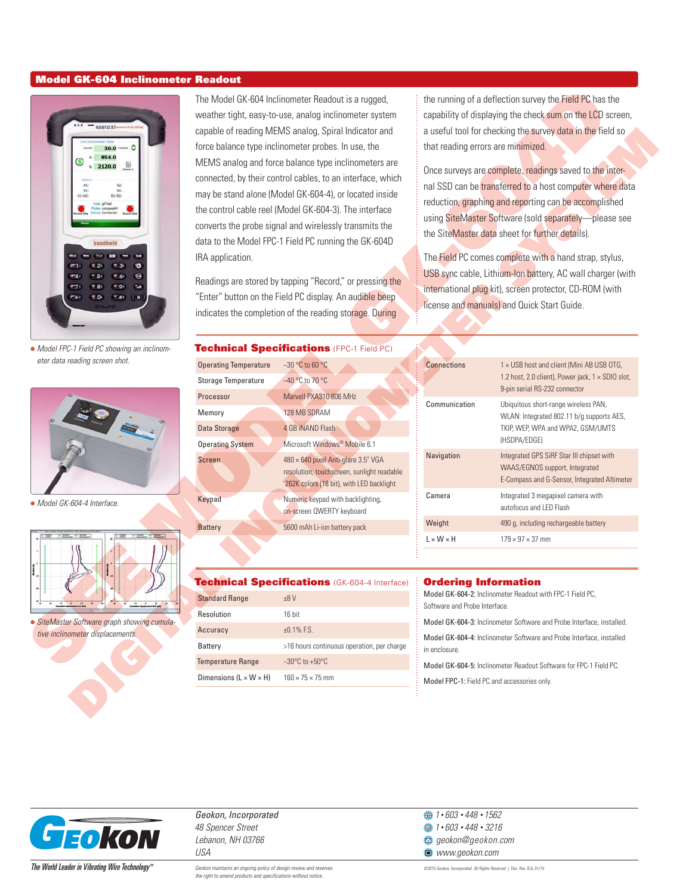## Model GK-604 Inclinometer Readout

Model FPC-1 Field PC showing an inclinometer data reading screen shot.

Model GK-604-4 Interface.

SiteMaster Software graph showing cumulative inclinometer displacements.

The Model GK-604 Inclinometer Readout is a rugged, weather tight, easy-to-use, analog inclinometer system capable of reading MEMS analog, Spiral Indicator and force balance type inclinometer probes. In use, the MEMS analog and force balance type inclinometers are connected, by their control cables, to an interface, which may be stand alone (Model GK-604-4), or located inside the control cable reel (Model GK-604-3). The interface converts the probe signal and wirelessly transmits the data to the Model FPC-1 Field PC running the GK-604D IRA application.

Readings are stored by tapping "Record," or pressing the "Enter" button on the Field PC display. An audible beep indicates the completion of the reading storage. During the running of a deflection survey the Field PC has the capability of displaying the check sum on the LCD screen, a useful tool for checking the survey data in the field so that reading errors are minimized.

Once surveys are complete, readings saved to the internal SSD can be transferred to a host computer where data reduction, graphing and reporting can be accomplished using SiteMaster Software (sold separately—please see the SiteMaster data sheet for further details).

The Field PC comes complete with a hand strap, stylus, USB sync cable, Lithium-Ion battery, AC wall charger (with international plug kit), screen protector, CD-ROM (with license and manuals) and Quick Start Guide.

### Technical Specifications (FPC-1 Field PC)

| | |
|---|---|
| Operating Temperature | −30 °C to 60 °C |
| Storage Temperature | −40 °C to 70 °C |
| Processor | Marvell PXA310 806 MHz |
| Memory | 128 MB SDRAM |
| Data Storage | 4 GB iNAND Flash |
| Operating System | Microsoft Windows® Mobile 6.1 |
| Screen | 480 × 640 pixel Anti-glare 3.5" VGA resolution, touchscreen, sunlight readable 262K colors (18 bit), with LED backlight |
| Keypad | Numeric keypad with backlighting, on-screen QWERTY keyboard |
| Battery | 5600 mAh Li-ion battery pack |
| Connections | 1 × USB host and client (Mini AB USB OTG, 1.2 host, 2.0 client), Power jack, 1 × SDIO slot, 9-pin serial RS-232 connector |
| Communication | Ubiquitous short-range wireless PAN, WLAN: Integrated 802.11 b/g supports AES, TKIP, WEP, WPA and WPA2, GSM/UMTS (HSDPA/EDGE) |
| Navigation | Integrated GPS SiRF Star III chipset with WAAS/EGNOS support, Integrated E-Compass and G-Sensor, Integrated Altimeter |
| Camera | Integrated 3 megapixel camera with autofocus and LED Flash |
| Weight | 490 g, including rechargeable battery |
| L × W × H | 179 × 97 × 37 mm |

### Technical Specifications (GK-604-4 Interface)

| | |
|---|---|
| Standard Range | ±8 V |
| Resolution | 16 bit |
| Accuracy | ±0.1% F.S. |
| Battery | >16 hours continuous operation, per charge |
| Temperature Range | −30°C to +50°C |
| Dimensions (L × W × H) | 160 × 75 × 75 mm |

### Ordering Information

**Model GK-604-2:** Inclinometer Readout with FPC-1 Field PC, Software and Probe Interface.

**Model GK-604-3:** Inclinometer Software and Probe Interface, installed.

**Model GK-604-4:** Inclinometer Software and Probe Interface, installed in enclosure.

**Model GK-604-5:** Inclinometer Readout Software for FPC-1 Field PC.

**Model FPC-1:** Field PC and accessories only.

GEOKON

The World Leader in Vibrating Wire Technology™

*Geokon, Incorporated*
*48 Spencer Street*
*Lebanon, NH 03766*
*USA*

*1 • 603 • 448 • 1562*
*1 • 603 • 448 • 3216*
*geokon@geokon.com*
*www.geokon.com*

*Geokon maintains an ongoing policy of design review and reserves the right to amend products and specifications without notice.*

*©2015 Geokon, Incorporated. All Rights Reserved | Doc. Rev. B.6, 01/15*